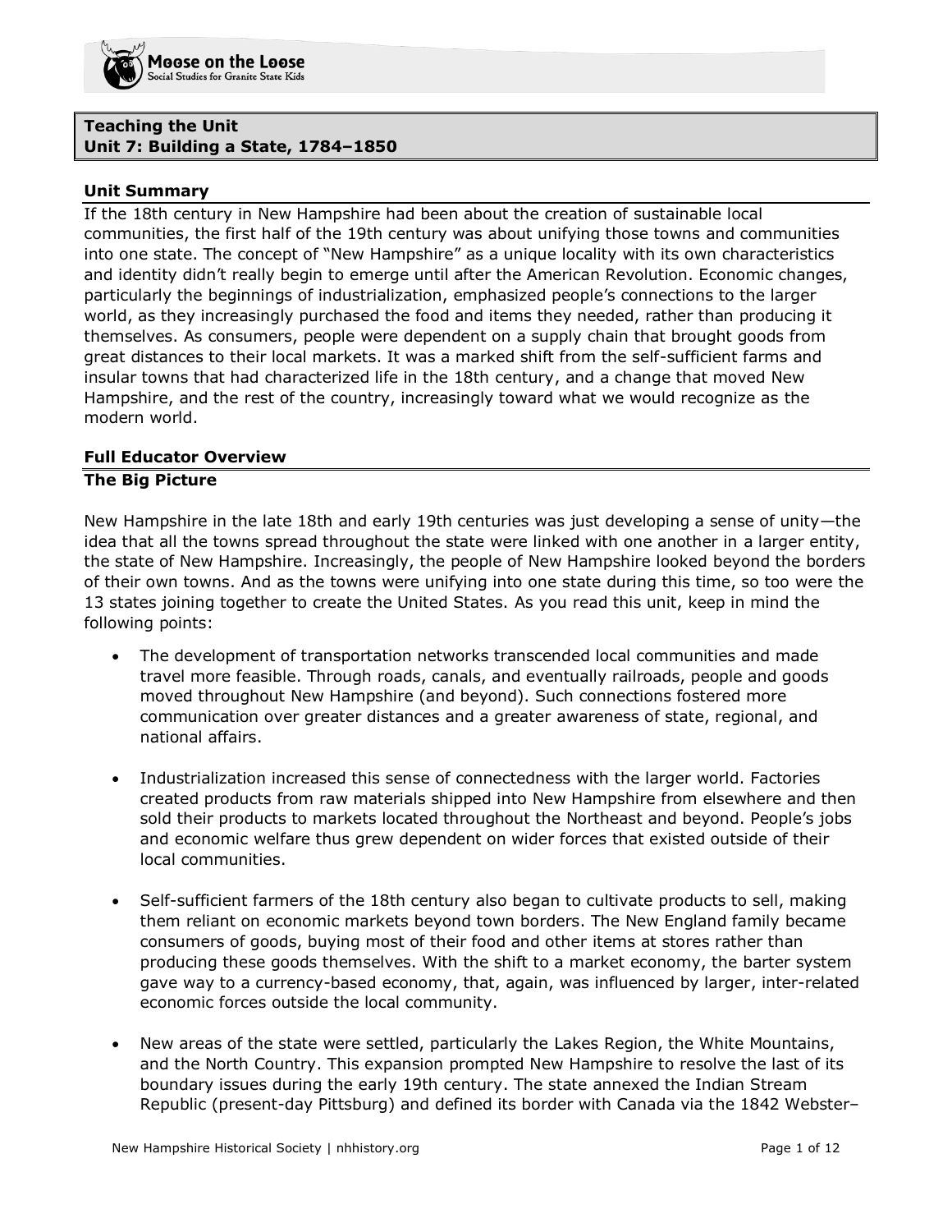**Teaching the Unit**
**Unit 7: Building a State, 1784–1850**

## Unit Summary

If the 18th century in New Hampshire had been about the creation of sustainable local communities, the first half of the 19th century was about unifying those towns and communities into one state. The concept of "New Hampshire" as a unique locality with its own characteristics and identity didn't really begin to emerge until after the American Revolution. Economic changes, particularly the beginnings of industrialization, emphasized people's connections to the larger world, as they increasingly purchased the food and items they needed, rather than producing it themselves. As consumers, people were dependent on a supply chain that brought goods from great distances to their local markets. It was a marked shift from the self-sufficient farms and insular towns that had characterized life in the 18th century, and a change that moved New Hampshire, and the rest of the country, increasingly toward what we would recognize as the modern world.

## Full Educator Overview

### The Big Picture

New Hampshire in the late 18th and early 19th centuries was just developing a sense of unity—the idea that all the towns spread throughout the state were linked with one another in a larger entity, the state of New Hampshire. Increasingly, the people of New Hampshire looked beyond the borders of their own towns. And as the towns were unifying into one state during this time, so too were the 13 states joining together to create the United States. As you read this unit, keep in mind the following points:

- The development of transportation networks transcended local communities and made travel more feasible. Through roads, canals, and eventually railroads, people and goods moved throughout New Hampshire (and beyond). Such connections fostered more communication over greater distances and a greater awareness of state, regional, and national affairs.

- Industrialization increased this sense of connectedness with the larger world. Factories created products from raw materials shipped into New Hampshire from elsewhere and then sold their products to markets located throughout the Northeast and beyond. People's jobs and economic welfare thus grew dependent on wider forces that existed outside of their local communities.

- Self-sufficient farmers of the 18th century also began to cultivate products to sell, making them reliant on economic markets beyond town borders. The New England family became consumers of goods, buying most of their food and other items at stores rather than producing these goods themselves. With the shift to a market economy, the barter system gave way to a currency-based economy, that, again, was influenced by larger, inter-related economic forces outside the local community.

- New areas of the state were settled, particularly the Lakes Region, the White Mountains, and the North Country. This expansion prompted New Hampshire to resolve the last of its boundary issues during the early 19th century. The state annexed the Indian Stream Republic (present-day Pittsburg) and defined its border with Canada via the 1842 Webster–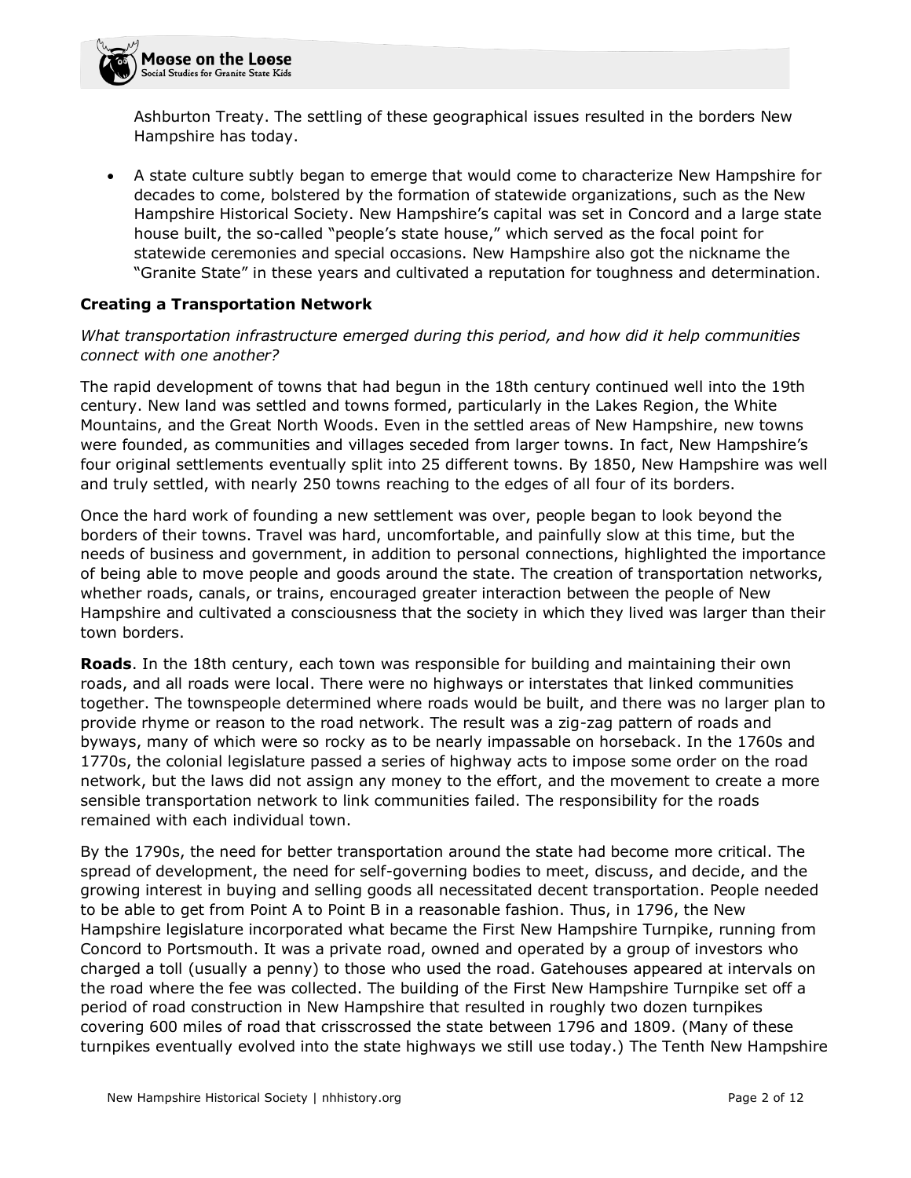Ashburton Treaty. The settling of these geographical issues resulted in the borders New Hampshire has today.

- A state culture subtly began to emerge that would come to characterize New Hampshire for decades to come, bolstered by the formation of statewide organizations, such as the New Hampshire Historical Society. New Hampshire's capital was set in Concord and a large state house built, the so-called "people's state house," which served as the focal point for statewide ceremonies and special occasions. New Hampshire also got the nickname the "Granite State" in these years and cultivated a reputation for toughness and determination.

### Creating a Transportation Network

*What transportation infrastructure emerged during this period, and how did it help communities connect with one another?*

The rapid development of towns that had begun in the 18th century continued well into the 19th century. New land was settled and towns formed, particularly in the Lakes Region, the White Mountains, and the Great North Woods. Even in the settled areas of New Hampshire, new towns were founded, as communities and villages seceded from larger towns. In fact, New Hampshire's four original settlements eventually split into 25 different towns. By 1850, New Hampshire was well and truly settled, with nearly 250 towns reaching to the edges of all four of its borders.

Once the hard work of founding a new settlement was over, people began to look beyond the borders of their towns. Travel was hard, uncomfortable, and painfully slow at this time, but the needs of business and government, in addition to personal connections, highlighted the importance of being able to move people and goods around the state. The creation of transportation networks, whether roads, canals, or trains, encouraged greater interaction between the people of New Hampshire and cultivated a consciousness that the society in which they lived was larger than their town borders.

**Roads**. In the 18th century, each town was responsible for building and maintaining their own roads, and all roads were local. There were no highways or interstates that linked communities together. The townspeople determined where roads would be built, and there was no larger plan to provide rhyme or reason to the road network. The result was a zig-zag pattern of roads and byways, many of which were so rocky as to be nearly impassable on horseback. In the 1760s and 1770s, the colonial legislature passed a series of highway acts to impose some order on the road network, but the laws did not assign any money to the effort, and the movement to create a more sensible transportation network to link communities failed. The responsibility for the roads remained with each individual town.

By the 1790s, the need for better transportation around the state had become more critical. The spread of development, the need for self-governing bodies to meet, discuss, and decide, and the growing interest in buying and selling goods all necessitated decent transportation. People needed to be able to get from Point A to Point B in a reasonable fashion. Thus, in 1796, the New Hampshire legislature incorporated what became the First New Hampshire Turnpike, running from Concord to Portsmouth. It was a private road, owned and operated by a group of investors who charged a toll (usually a penny) to those who used the road. Gatehouses appeared at intervals on the road where the fee was collected. The building of the First New Hampshire Turnpike set off a period of road construction in New Hampshire that resulted in roughly two dozen turnpikes covering 600 miles of road that crisscrossed the state between 1796 and 1809. (Many of these turnpikes eventually evolved into the state highways we still use today.) The Tenth New Hampshire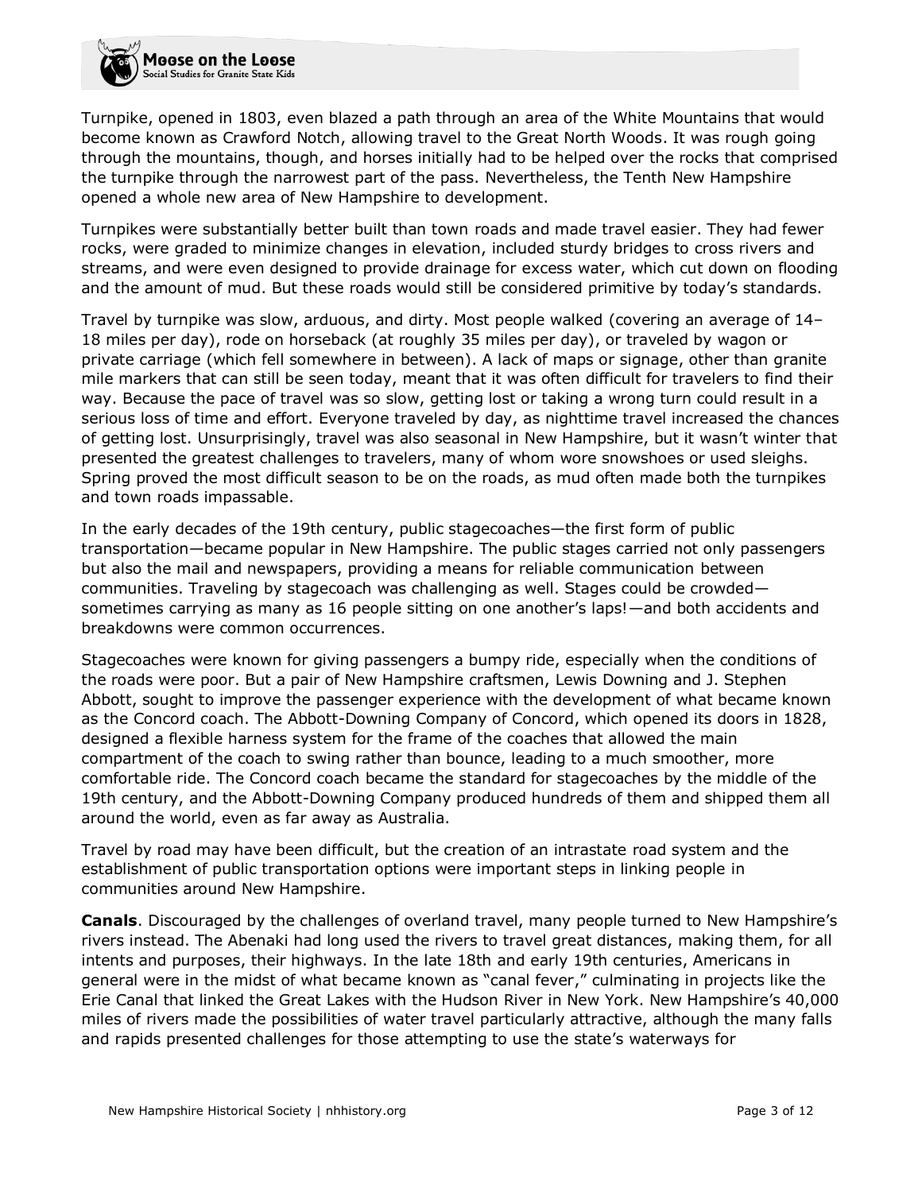Turnpike, opened in 1803, even blazed a path through an area of the White Mountains that would become known as Crawford Notch, allowing travel to the Great North Woods. It was rough going through the mountains, though, and horses initially had to be helped over the rocks that comprised the turnpike through the narrowest part of the pass. Nevertheless, the Tenth New Hampshire opened a whole new area of New Hampshire to development.

Turnpikes were substantially better built than town roads and made travel easier. They had fewer rocks, were graded to minimize changes in elevation, included sturdy bridges to cross rivers and streams, and were even designed to provide drainage for excess water, which cut down on flooding and the amount of mud. But these roads would still be considered primitive by today's standards.

Travel by turnpike was slow, arduous, and dirty. Most people walked (covering an average of 14–18 miles per day), rode on horseback (at roughly 35 miles per day), or traveled by wagon or private carriage (which fell somewhere in between). A lack of maps or signage, other than granite mile markers that can still be seen today, meant that it was often difficult for travelers to find their way. Because the pace of travel was so slow, getting lost or taking a wrong turn could result in a serious loss of time and effort. Everyone traveled by day, as nighttime travel increased the chances of getting lost. Unsurprisingly, travel was also seasonal in New Hampshire, but it wasn't winter that presented the greatest challenges to travelers, many of whom wore snowshoes or used sleighs. Spring proved the most difficult season to be on the roads, as mud often made both the turnpikes and town roads impassable.

In the early decades of the 19th century, public stagecoaches—the first form of public transportation—became popular in New Hampshire. The public stages carried not only passengers but also the mail and newspapers, providing a means for reliable communication between communities. Traveling by stagecoach was challenging as well. Stages could be crowded—sometimes carrying as many as 16 people sitting on one another's laps!—and both accidents and breakdowns were common occurrences.

Stagecoaches were known for giving passengers a bumpy ride, especially when the conditions of the roads were poor. But a pair of New Hampshire craftsmen, Lewis Downing and J. Stephen Abbott, sought to improve the passenger experience with the development of what became known as the Concord coach. The Abbott-Downing Company of Concord, which opened its doors in 1828, designed a flexible harness system for the frame of the coaches that allowed the main compartment of the coach to swing rather than bounce, leading to a much smoother, more comfortable ride. The Concord coach became the standard for stagecoaches by the middle of the 19th century, and the Abbott-Downing Company produced hundreds of them and shipped them all around the world, even as far away as Australia.

Travel by road may have been difficult, but the creation of an intrastate road system and the establishment of public transportation options were important steps in linking people in communities around New Hampshire.

**Canals**. Discouraged by the challenges of overland travel, many people turned to New Hampshire's rivers instead. The Abenaki had long used the rivers to travel great distances, making them, for all intents and purposes, their highways. In the late 18th and early 19th centuries, Americans in general were in the midst of what became known as "canal fever," culminating in projects like the Erie Canal that linked the Great Lakes with the Hudson River in New York. New Hampshire's 40,000 miles of rivers made the possibilities of water travel particularly attractive, although the many falls and rapids presented challenges for those attempting to use the state's waterways for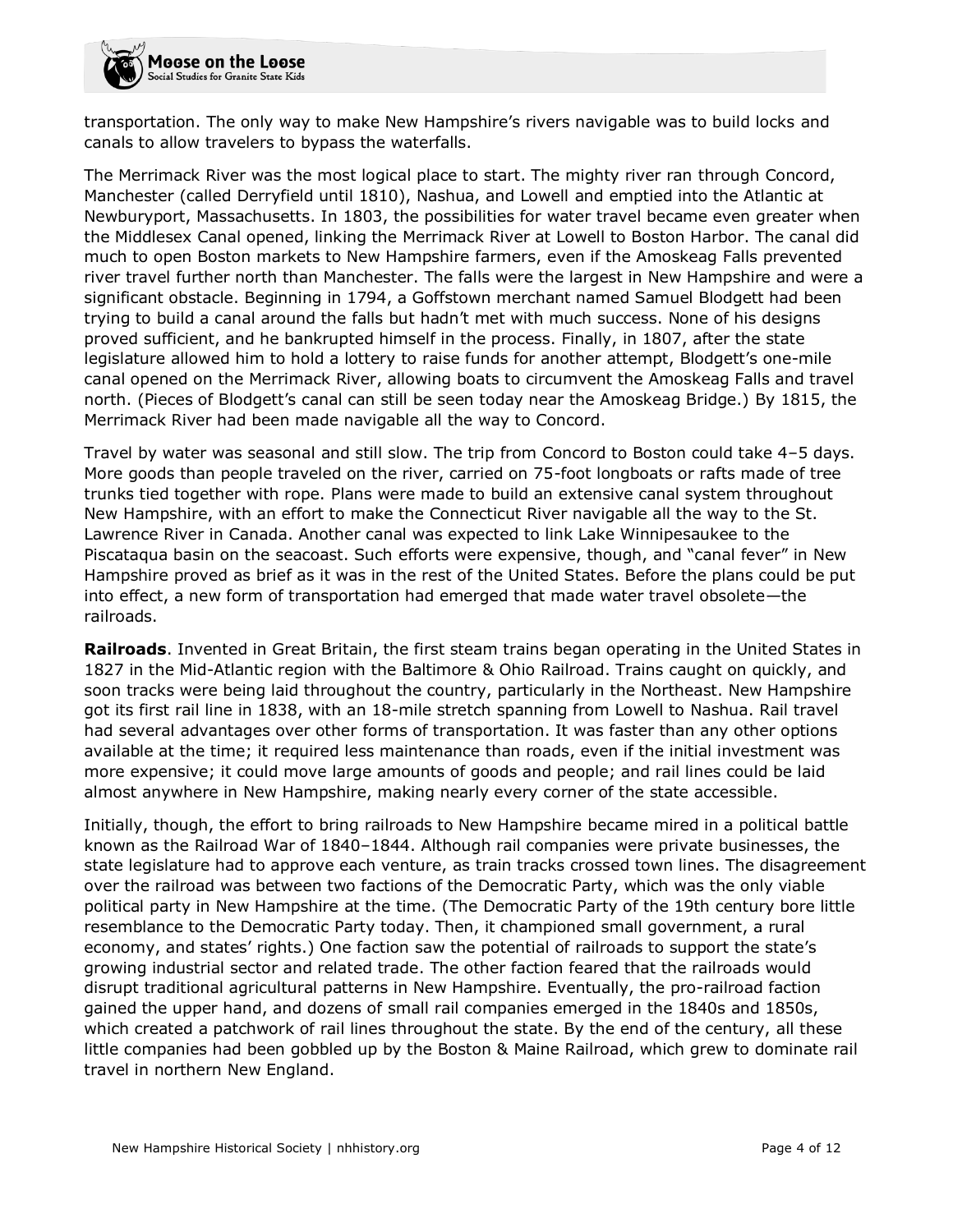transportation. The only way to make New Hampshire's rivers navigable was to build locks and canals to allow travelers to bypass the waterfalls.

The Merrimack River was the most logical place to start. The mighty river ran through Concord, Manchester (called Derryfield until 1810), Nashua, and Lowell and emptied into the Atlantic at Newburyport, Massachusetts. In 1803, the possibilities for water travel became even greater when the Middlesex Canal opened, linking the Merrimack River at Lowell to Boston Harbor. The canal did much to open Boston markets to New Hampshire farmers, even if the Amoskeag Falls prevented river travel further north than Manchester. The falls were the largest in New Hampshire and were a significant obstacle. Beginning in 1794, a Goffstown merchant named Samuel Blodgett had been trying to build a canal around the falls but hadn't met with much success. None of his designs proved sufficient, and he bankrupted himself in the process. Finally, in 1807, after the state legislature allowed him to hold a lottery to raise funds for another attempt, Blodgett's one-mile canal opened on the Merrimack River, allowing boats to circumvent the Amoskeag Falls and travel north. (Pieces of Blodgett's canal can still be seen today near the Amoskeag Bridge.) By 1815, the Merrimack River had been made navigable all the way to Concord.

Travel by water was seasonal and still slow. The trip from Concord to Boston could take 4–5 days. More goods than people traveled on the river, carried on 75-foot longboats or rafts made of tree trunks tied together with rope. Plans were made to build an extensive canal system throughout New Hampshire, with an effort to make the Connecticut River navigable all the way to the St. Lawrence River in Canada. Another canal was expected to link Lake Winnipesaukee to the Piscataqua basin on the seacoast. Such efforts were expensive, though, and "canal fever" in New Hampshire proved as brief as it was in the rest of the United States. Before the plans could be put into effect, a new form of transportation had emerged that made water travel obsolete—the railroads.

**Railroads**. Invented in Great Britain, the first steam trains began operating in the United States in 1827 in the Mid-Atlantic region with the Baltimore & Ohio Railroad. Trains caught on quickly, and soon tracks were being laid throughout the country, particularly in the Northeast. New Hampshire got its first rail line in 1838, with an 18-mile stretch spanning from Lowell to Nashua. Rail travel had several advantages over other forms of transportation. It was faster than any other options available at the time; it required less maintenance than roads, even if the initial investment was more expensive; it could move large amounts of goods and people; and rail lines could be laid almost anywhere in New Hampshire, making nearly every corner of the state accessible.

Initially, though, the effort to bring railroads to New Hampshire became mired in a political battle known as the Railroad War of 1840–1844. Although rail companies were private businesses, the state legislature had to approve each venture, as train tracks crossed town lines. The disagreement over the railroad was between two factions of the Democratic Party, which was the only viable political party in New Hampshire at the time. (The Democratic Party of the 19th century bore little resemblance to the Democratic Party today. Then, it championed small government, a rural economy, and states' rights.) One faction saw the potential of railroads to support the state's growing industrial sector and related trade. The other faction feared that the railroads would disrupt traditional agricultural patterns in New Hampshire. Eventually, the pro-railroad faction gained the upper hand, and dozens of small rail companies emerged in the 1840s and 1850s, which created a patchwork of rail lines throughout the state. By the end of the century, all these little companies had been gobbled up by the Boston & Maine Railroad, which grew to dominate rail travel in northern New England.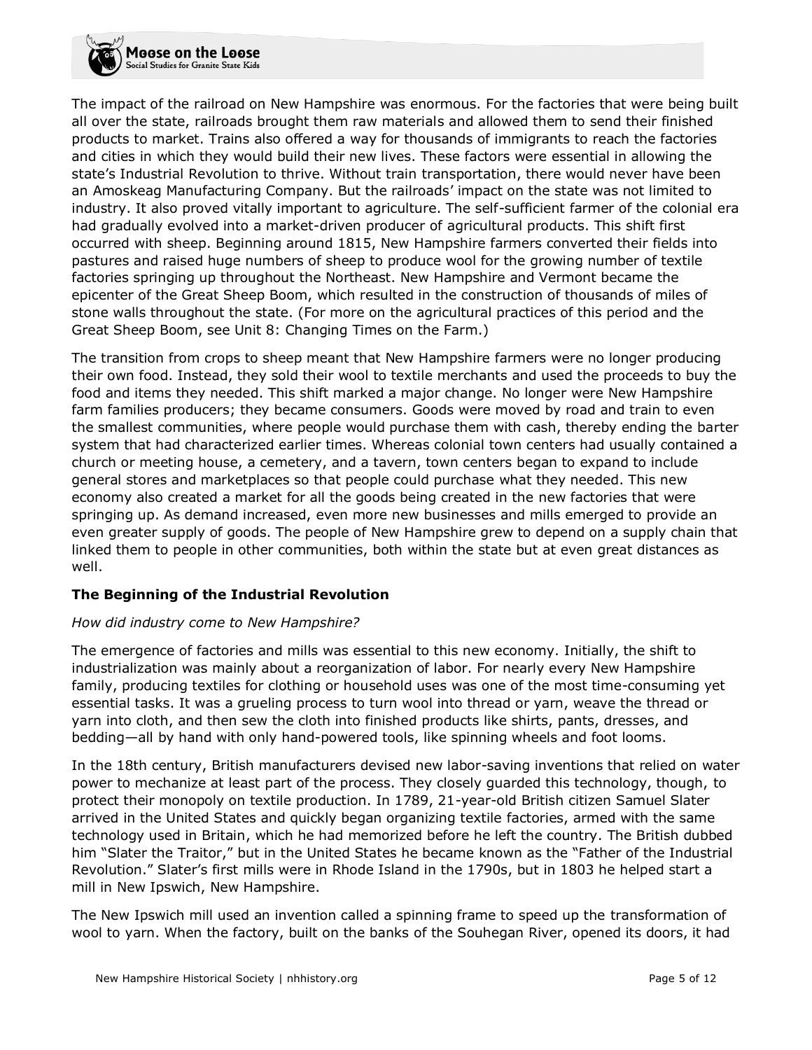The impact of the railroad on New Hampshire was enormous. For the factories that were being built all over the state, railroads brought them raw materials and allowed them to send their finished products to market. Trains also offered a way for thousands of immigrants to reach the factories and cities in which they would build their new lives. These factors were essential in allowing the state's Industrial Revolution to thrive. Without train transportation, there would never have been an Amoskeag Manufacturing Company. But the railroads' impact on the state was not limited to industry. It also proved vitally important to agriculture. The self-sufficient farmer of the colonial era had gradually evolved into a market-driven producer of agricultural products. This shift first occurred with sheep. Beginning around 1815, New Hampshire farmers converted their fields into pastures and raised huge numbers of sheep to produce wool for the growing number of textile factories springing up throughout the Northeast. New Hampshire and Vermont became the epicenter of the Great Sheep Boom, which resulted in the construction of thousands of miles of stone walls throughout the state. (For more on the agricultural practices of this period and the Great Sheep Boom, see Unit 8: Changing Times on the Farm.)

The transition from crops to sheep meant that New Hampshire farmers were no longer producing their own food. Instead, they sold their wool to textile merchants and used the proceeds to buy the food and items they needed. This shift marked a major change. No longer were New Hampshire farm families producers; they became consumers. Goods were moved by road and train to even the smallest communities, where people would purchase them with cash, thereby ending the barter system that had characterized earlier times. Whereas colonial town centers had usually contained a church or meeting house, a cemetery, and a tavern, town centers began to expand to include general stores and marketplaces so that people could purchase what they needed. This new economy also created a market for all the goods being created in the new factories that were springing up. As demand increased, even more new businesses and mills emerged to provide an even greater supply of goods. The people of New Hampshire grew to depend on a supply chain that linked them to people in other communities, both within the state but at even great distances as well.

### The Beginning of the Industrial Revolution

*How did industry come to New Hampshire?*

The emergence of factories and mills was essential to this new economy. Initially, the shift to industrialization was mainly about a reorganization of labor. For nearly every New Hampshire family, producing textiles for clothing or household uses was one of the most time-consuming yet essential tasks. It was a grueling process to turn wool into thread or yarn, weave the thread or yarn into cloth, and then sew the cloth into finished products like shirts, pants, dresses, and bedding—all by hand with only hand-powered tools, like spinning wheels and foot looms.

In the 18th century, British manufacturers devised new labor-saving inventions that relied on water power to mechanize at least part of the process. They closely guarded this technology, though, to protect their monopoly on textile production. In 1789, 21-year-old British citizen Samuel Slater arrived in the United States and quickly began organizing textile factories, armed with the same technology used in Britain, which he had memorized before he left the country. The British dubbed him "Slater the Traitor," but in the United States he became known as the "Father of the Industrial Revolution." Slater's first mills were in Rhode Island in the 1790s, but in 1803 he helped start a mill in New Ipswich, New Hampshire.

The New Ipswich mill used an invention called a spinning frame to speed up the transformation of wool to yarn. When the factory, built on the banks of the Souhegan River, opened its doors, it had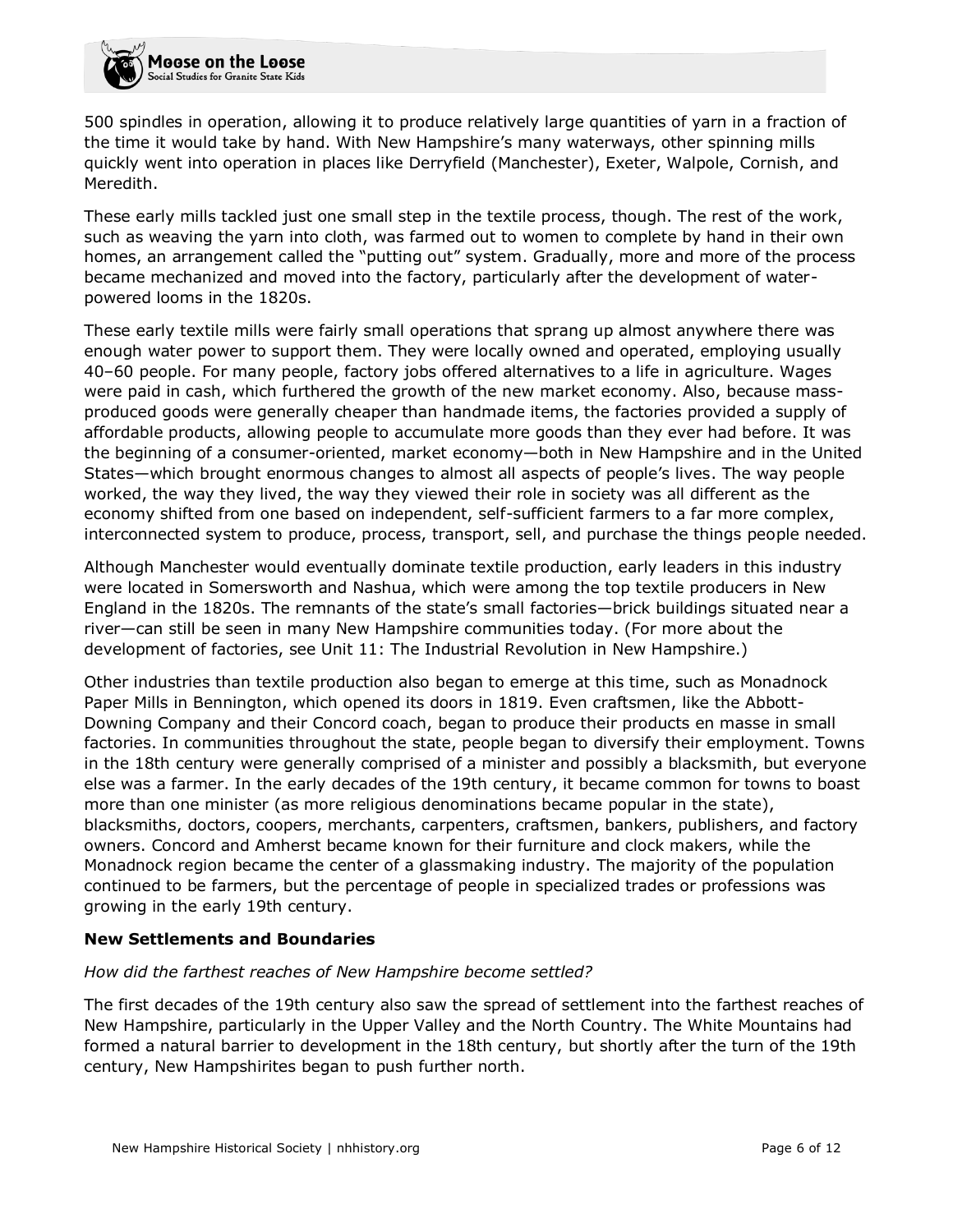500 spindles in operation, allowing it to produce relatively large quantities of yarn in a fraction of the time it would take by hand. With New Hampshire's many waterways, other spinning mills quickly went into operation in places like Derryfield (Manchester), Exeter, Walpole, Cornish, and Meredith.

These early mills tackled just one small step in the textile process, though. The rest of the work, such as weaving the yarn into cloth, was farmed out to women to complete by hand in their own homes, an arrangement called the "putting out" system. Gradually, more and more of the process became mechanized and moved into the factory, particularly after the development of water-powered looms in the 1820s.

These early textile mills were fairly small operations that sprang up almost anywhere there was enough water power to support them. They were locally owned and operated, employing usually 40–60 people. For many people, factory jobs offered alternatives to a life in agriculture. Wages were paid in cash, which furthered the growth of the new market economy. Also, because mass-produced goods were generally cheaper than handmade items, the factories provided a supply of affordable products, allowing people to accumulate more goods than they ever had before. It was the beginning of a consumer-oriented, market economy—both in New Hampshire and in the United States—which brought enormous changes to almost all aspects of people's lives. The way people worked, the way they lived, the way they viewed their role in society was all different as the economy shifted from one based on independent, self-sufficient farmers to a far more complex, interconnected system to produce, process, transport, sell, and purchase the things people needed.

Although Manchester would eventually dominate textile production, early leaders in this industry were located in Somersworth and Nashua, which were among the top textile producers in New England in the 1820s. The remnants of the state's small factories—brick buildings situated near a river—can still be seen in many New Hampshire communities today. (For more about the development of factories, see Unit 11: The Industrial Revolution in New Hampshire.)

Other industries than textile production also began to emerge at this time, such as Monadnock Paper Mills in Bennington, which opened its doors in 1819. Even craftsmen, like the Abbott-Downing Company and their Concord coach, began to produce their products en masse in small factories. In communities throughout the state, people began to diversify their employment. Towns in the 18th century were generally comprised of a minister and possibly a blacksmith, but everyone else was a farmer. In the early decades of the 19th century, it became common for towns to boast more than one minister (as more religious denominations became popular in the state), blacksmiths, doctors, coopers, merchants, carpenters, craftsmen, bankers, publishers, and factory owners. Concord and Amherst became known for their furniture and clock makers, while the Monadnock region became the center of a glassmaking industry. The majority of the population continued to be farmers, but the percentage of people in specialized trades or professions was growing in the early 19th century.

**New Settlements and Boundaries**

*How did the farthest reaches of New Hampshire become settled?*

The first decades of the 19th century also saw the spread of settlement into the farthest reaches of New Hampshire, particularly in the Upper Valley and the North Country. The White Mountains had formed a natural barrier to development in the 18th century, but shortly after the turn of the 19th century, New Hampshirites began to push further north.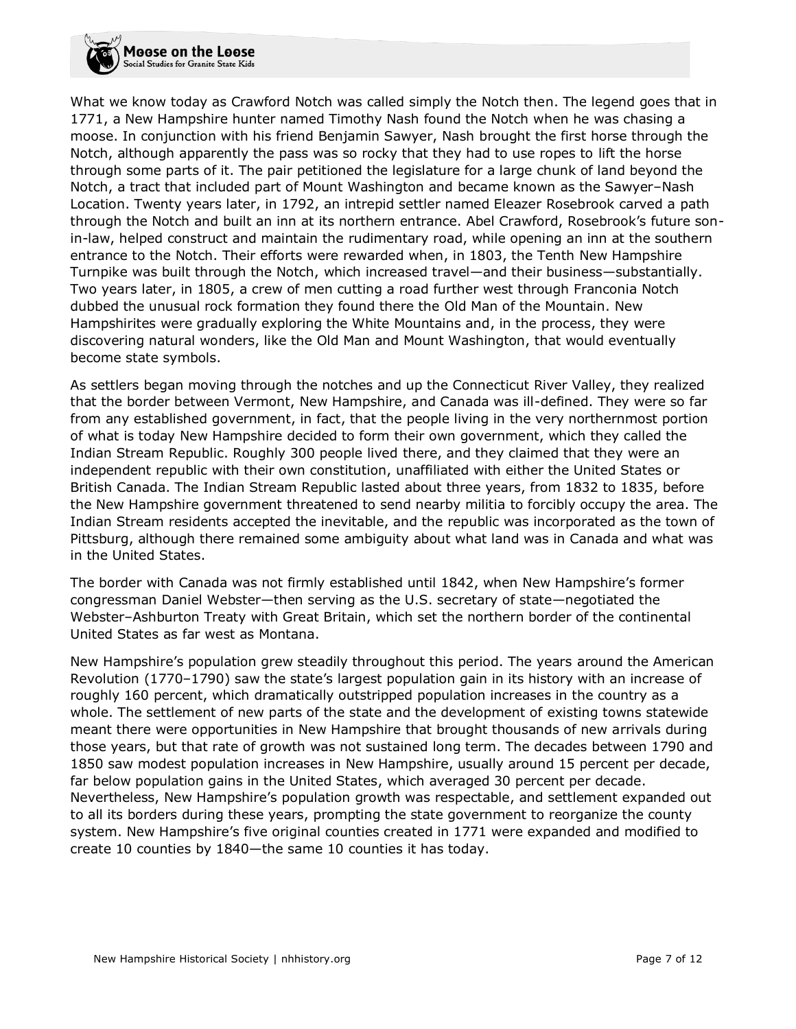What we know today as Crawford Notch was called simply the Notch then. The legend goes that in 1771, a New Hampshire hunter named Timothy Nash found the Notch when he was chasing a moose. In conjunction with his friend Benjamin Sawyer, Nash brought the first horse through the Notch, although apparently the pass was so rocky that they had to use ropes to lift the horse through some parts of it. The pair petitioned the legislature for a large chunk of land beyond the Notch, a tract that included part of Mount Washington and became known as the Sawyer–Nash Location. Twenty years later, in 1792, an intrepid settler named Eleazer Rosebrook carved a path through the Notch and built an inn at its northern entrance. Abel Crawford, Rosebrook's future son-in-law, helped construct and maintain the rudimentary road, while opening an inn at the southern entrance to the Notch. Their efforts were rewarded when, in 1803, the Tenth New Hampshire Turnpike was built through the Notch, which increased travel—and their business—substantially. Two years later, in 1805, a crew of men cutting a road further west through Franconia Notch dubbed the unusual rock formation they found there the Old Man of the Mountain. New Hampshirites were gradually exploring the White Mountains and, in the process, they were discovering natural wonders, like the Old Man and Mount Washington, that would eventually become state symbols.

As settlers began moving through the notches and up the Connecticut River Valley, they realized that the border between Vermont, New Hampshire, and Canada was ill-defined. They were so far from any established government, in fact, that the people living in the very northernmost portion of what is today New Hampshire decided to form their own government, which they called the Indian Stream Republic. Roughly 300 people lived there, and they claimed that they were an independent republic with their own constitution, unaffiliated with either the United States or British Canada. The Indian Stream Republic lasted about three years, from 1832 to 1835, before the New Hampshire government threatened to send nearby militia to forcibly occupy the area. The Indian Stream residents accepted the inevitable, and the republic was incorporated as the town of Pittsburg, although there remained some ambiguity about what land was in Canada and what was in the United States.

The border with Canada was not firmly established until 1842, when New Hampshire's former congressman Daniel Webster—then serving as the U.S. secretary of state—negotiated the Webster–Ashburton Treaty with Great Britain, which set the northern border of the continental United States as far west as Montana.

New Hampshire's population grew steadily throughout this period. The years around the American Revolution (1770–1790) saw the state's largest population gain in its history with an increase of roughly 160 percent, which dramatically outstripped population increases in the country as a whole. The settlement of new parts of the state and the development of existing towns statewide meant there were opportunities in New Hampshire that brought thousands of new arrivals during those years, but that rate of growth was not sustained long term. The decades between 1790 and 1850 saw modest population increases in New Hampshire, usually around 15 percent per decade, far below population gains in the United States, which averaged 30 percent per decade. Nevertheless, New Hampshire's population growth was respectable, and settlement expanded out to all its borders during these years, prompting the state government to reorganize the county system. New Hampshire's five original counties created in 1771 were expanded and modified to create 10 counties by 1840—the same 10 counties it has today.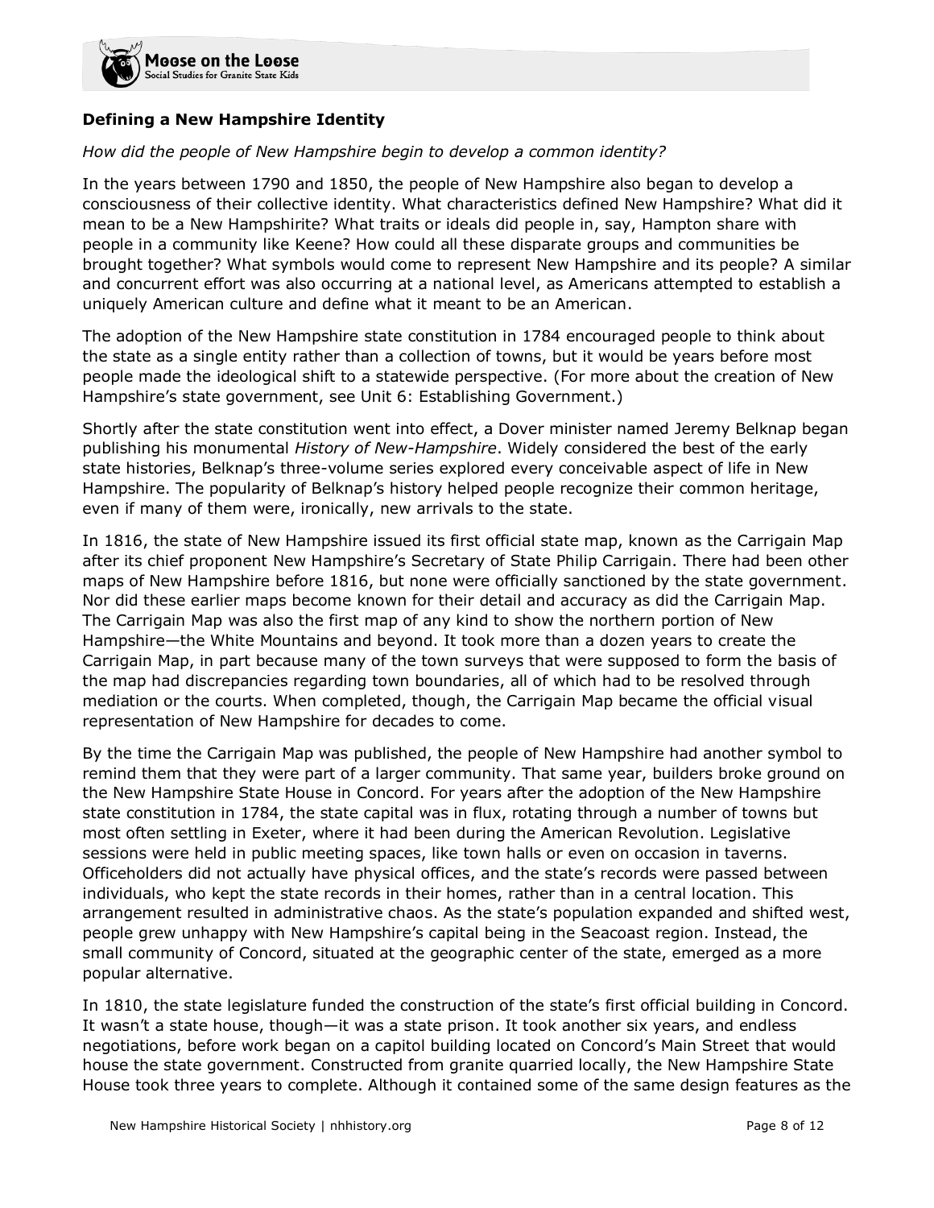**Defining a New Hampshire Identity**

*How did the people of New Hampshire begin to develop a common identity?*

In the years between 1790 and 1850, the people of New Hampshire also began to develop a consciousness of their collective identity. What characteristics defined New Hampshire? What did it mean to be a New Hampshirite? What traits or ideals did people in, say, Hampton share with people in a community like Keene? How could all these disparate groups and communities be brought together? What symbols would come to represent New Hampshire and its people? A similar and concurrent effort was also occurring at a national level, as Americans attempted to establish a uniquely American culture and define what it meant to be an American.

The adoption of the New Hampshire state constitution in 1784 encouraged people to think about the state as a single entity rather than a collection of towns, but it would be years before most people made the ideological shift to a statewide perspective. (For more about the creation of New Hampshire's state government, see Unit 6: Establishing Government.)

Shortly after the state constitution went into effect, a Dover minister named Jeremy Belknap began publishing his monumental *History of New-Hampshire*. Widely considered the best of the early state histories, Belknap's three-volume series explored every conceivable aspect of life in New Hampshire. The popularity of Belknap's history helped people recognize their common heritage, even if many of them were, ironically, new arrivals to the state.

In 1816, the state of New Hampshire issued its first official state map, known as the Carrigain Map after its chief proponent New Hampshire's Secretary of State Philip Carrigain. There had been other maps of New Hampshire before 1816, but none were officially sanctioned by the state government. Nor did these earlier maps become known for their detail and accuracy as did the Carrigain Map. The Carrigain Map was also the first map of any kind to show the northern portion of New Hampshire—the White Mountains and beyond. It took more than a dozen years to create the Carrigain Map, in part because many of the town surveys that were supposed to form the basis of the map had discrepancies regarding town boundaries, all of which had to be resolved through mediation or the courts. When completed, though, the Carrigain Map became the official visual representation of New Hampshire for decades to come.

By the time the Carrigain Map was published, the people of New Hampshire had another symbol to remind them that they were part of a larger community. That same year, builders broke ground on the New Hampshire State House in Concord. For years after the adoption of the New Hampshire state constitution in 1784, the state capital was in flux, rotating through a number of towns but most often settling in Exeter, where it had been during the American Revolution. Legislative sessions were held in public meeting spaces, like town halls or even on occasion in taverns. Officeholders did not actually have physical offices, and the state's records were passed between individuals, who kept the state records in their homes, rather than in a central location. This arrangement resulted in administrative chaos. As the state's population expanded and shifted west, people grew unhappy with New Hampshire's capital being in the Seacoast region. Instead, the small community of Concord, situated at the geographic center of the state, emerged as a more popular alternative.

In 1810, the state legislature funded the construction of the state's first official building in Concord. It wasn't a state house, though—it was a state prison. It took another six years, and endless negotiations, before work began on a capitol building located on Concord's Main Street that would house the state government. Constructed from granite quarried locally, the New Hampshire State House took three years to complete. Although it contained some of the same design features as the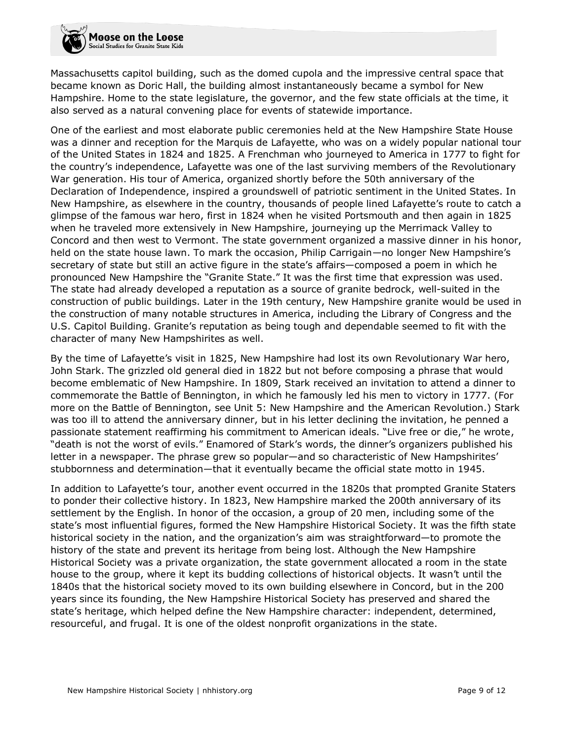Massachusetts capitol building, such as the domed cupola and the impressive central space that became known as Doric Hall, the building almost instantaneously became a symbol for New Hampshire. Home to the state legislature, the governor, and the few state officials at the time, it also served as a natural convening place for events of statewide importance.

One of the earliest and most elaborate public ceremonies held at the New Hampshire State House was a dinner and reception for the Marquis de Lafayette, who was on a widely popular national tour of the United States in 1824 and 1825. A Frenchman who journeyed to America in 1777 to fight for the country's independence, Lafayette was one of the last surviving members of the Revolutionary War generation. His tour of America, organized shortly before the 50th anniversary of the Declaration of Independence, inspired a groundswell of patriotic sentiment in the United States. In New Hampshire, as elsewhere in the country, thousands of people lined Lafayette's route to catch a glimpse of the famous war hero, first in 1824 when he visited Portsmouth and then again in 1825 when he traveled more extensively in New Hampshire, journeying up the Merrimack Valley to Concord and then west to Vermont. The state government organized a massive dinner in his honor, held on the state house lawn. To mark the occasion, Philip Carrigain—no longer New Hampshire's secretary of state but still an active figure in the state's affairs—composed a poem in which he pronounced New Hampshire the "Granite State." It was the first time that expression was used. The state had already developed a reputation as a source of granite bedrock, well-suited in the construction of public buildings. Later in the 19th century, New Hampshire granite would be used in the construction of many notable structures in America, including the Library of Congress and the U.S. Capitol Building. Granite's reputation as being tough and dependable seemed to fit with the character of many New Hampshirites as well.

By the time of Lafayette's visit in 1825, New Hampshire had lost its own Revolutionary War hero, John Stark. The grizzled old general died in 1822 but not before composing a phrase that would become emblematic of New Hampshire. In 1809, Stark received an invitation to attend a dinner to commemorate the Battle of Bennington, in which he famously led his men to victory in 1777. (For more on the Battle of Bennington, see Unit 5: New Hampshire and the American Revolution.) Stark was too ill to attend the anniversary dinner, but in his letter declining the invitation, he penned a passionate statement reaffirming his commitment to American ideals. "Live free or die," he wrote, "death is not the worst of evils." Enamored of Stark's words, the dinner's organizers published his letter in a newspaper. The phrase grew so popular—and so characteristic of New Hampshirites' stubbornness and determination—that it eventually became the official state motto in 1945.

In addition to Lafayette's tour, another event occurred in the 1820s that prompted Granite Staters to ponder their collective history. In 1823, New Hampshire marked the 200th anniversary of its settlement by the English. In honor of the occasion, a group of 20 men, including some of the state's most influential figures, formed the New Hampshire Historical Society. It was the fifth state historical society in the nation, and the organization's aim was straightforward—to promote the history of the state and prevent its heritage from being lost. Although the New Hampshire Historical Society was a private organization, the state government allocated a room in the state house to the group, where it kept its budding collections of historical objects. It wasn't until the 1840s that the historical society moved to its own building elsewhere in Concord, but in the 200 years since its founding, the New Hampshire Historical Society has preserved and shared the state's heritage, which helped define the New Hampshire character: independent, determined, resourceful, and frugal. It is one of the oldest nonprofit organizations in the state.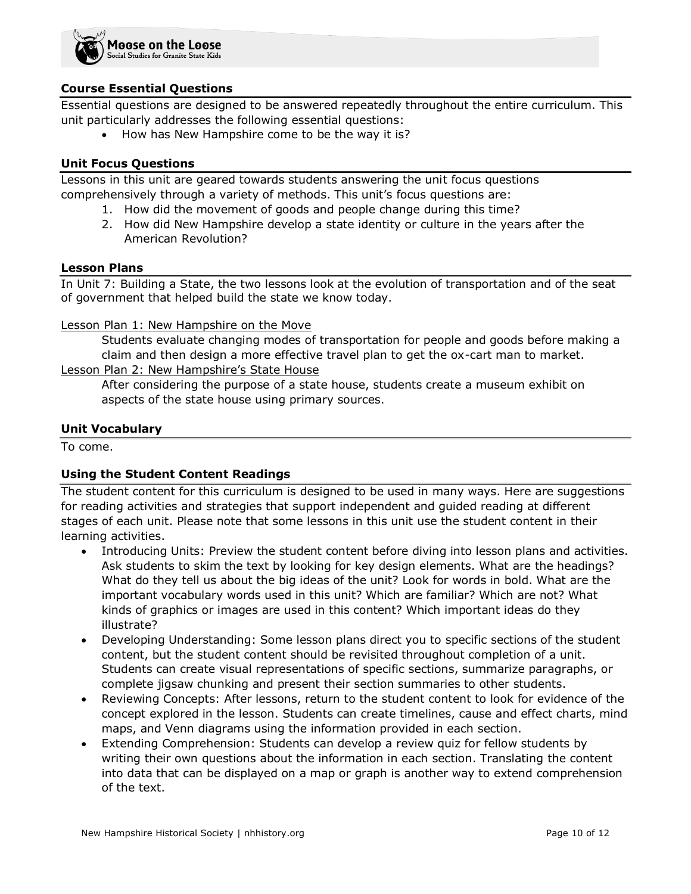### Course Essential Questions

Essential questions are designed to be answered repeatedly throughout the entire curriculum. This unit particularly addresses the following essential questions:

- How has New Hampshire come to be the way it is?

### Unit Focus Questions

Lessons in this unit are geared towards students answering the unit focus questions comprehensively through a variety of methods. This unit's focus questions are:

1. How did the movement of goods and people change during this time?
2. How did New Hampshire develop a state identity or culture in the years after the American Revolution?

### Lesson Plans

In Unit 7: Building a State, the two lessons look at the evolution of transportation and of the seat of government that helped build the state we know today.

Lesson Plan 1: New Hampshire on the Move

Students evaluate changing modes of transportation for people and goods before making a claim and then design a more effective travel plan to get the ox-cart man to market.

Lesson Plan 2: New Hampshire's State House

After considering the purpose of a state house, students create a museum exhibit on aspects of the state house using primary sources.

### Unit Vocabulary

To come.

### Using the Student Content Readings

The student content for this curriculum is designed to be used in many ways. Here are suggestions for reading activities and strategies that support independent and guided reading at different stages of each unit. Please note that some lessons in this unit use the student content in their learning activities.

- Introducing Units: Preview the student content before diving into lesson plans and activities. Ask students to skim the text by looking for key design elements. What are the headings? What do they tell us about the big ideas of the unit? Look for words in bold. What are the important vocabulary words used in this unit? Which are familiar? Which are not? What kinds of graphics or images are used in this content? Which important ideas do they illustrate?
- Developing Understanding: Some lesson plans direct you to specific sections of the student content, but the student content should be revisited throughout completion of a unit. Students can create visual representations of specific sections, summarize paragraphs, or complete jigsaw chunking and present their section summaries to other students.
- Reviewing Concepts: After lessons, return to the student content to look for evidence of the concept explored in the lesson. Students can create timelines, cause and effect charts, mind maps, and Venn diagrams using the information provided in each section.
- Extending Comprehension: Students can develop a review quiz for fellow students by writing their own questions about the information in each section. Translating the content into data that can be displayed on a map or graph is another way to extend comprehension of the text.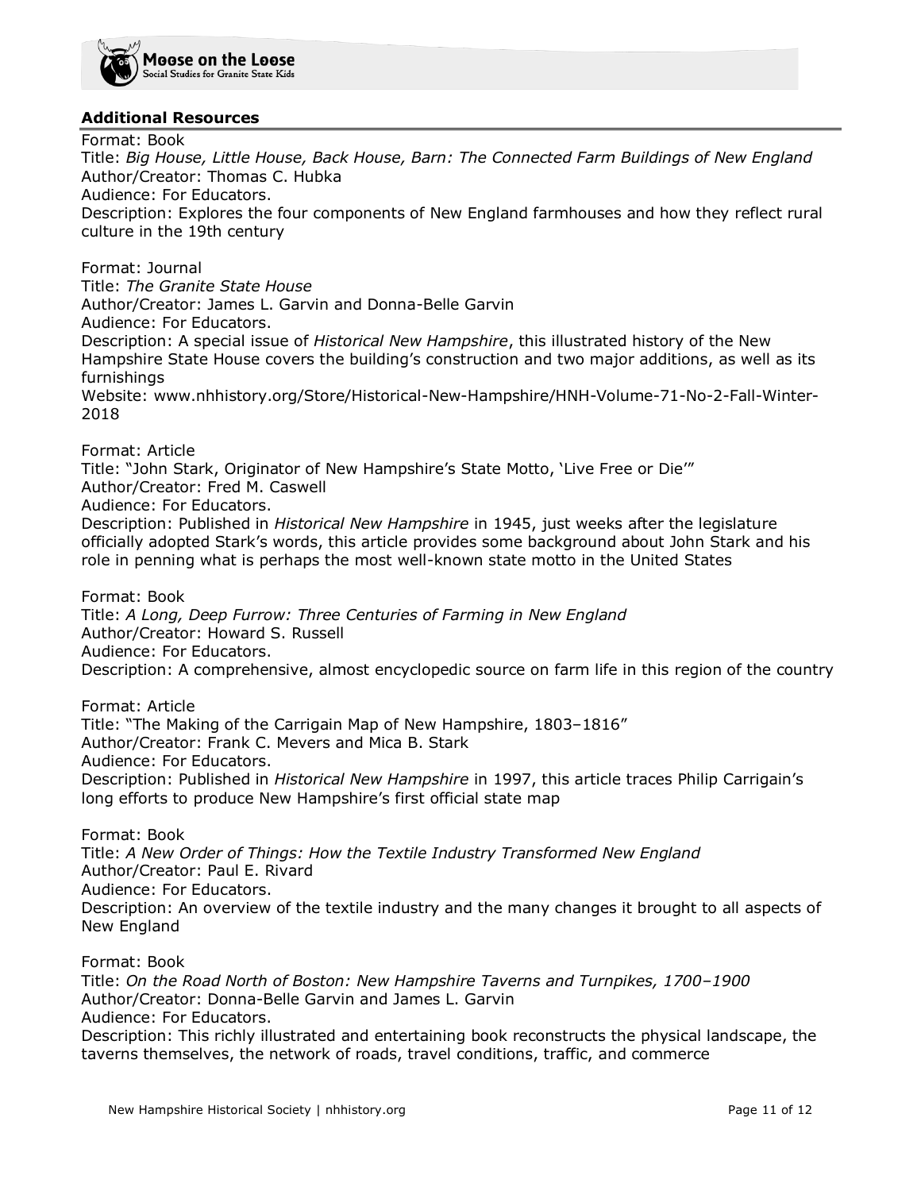## Additional Resources

Format: Book
Title: *Big House, Little House, Back House, Barn: The Connected Farm Buildings of New England*
Author/Creator: Thomas C. Hubka
Audience: For Educators.
Description: Explores the four components of New England farmhouses and how they reflect rural culture in the 19th century

Format: Journal
Title: *The Granite State House*
Author/Creator: James L. Garvin and Donna-Belle Garvin
Audience: For Educators.
Description: A special issue of *Historical New Hampshire*, this illustrated history of the New Hampshire State House covers the building's construction and two major additions, as well as its furnishings
Website: www.nhhistory.org/Store/Historical-New-Hampshire/HNH-Volume-71-No-2-Fall-Winter-2018

Format: Article
Title: "John Stark, Originator of New Hampshire's State Motto, 'Live Free or Die'"
Author/Creator: Fred M. Caswell
Audience: For Educators.
Description: Published in *Historical New Hampshire* in 1945, just weeks after the legislature officially adopted Stark's words, this article provides some background about John Stark and his role in penning what is perhaps the most well-known state motto in the United States

Format: Book
Title: *A Long, Deep Furrow: Three Centuries of Farming in New England*
Author/Creator: Howard S. Russell
Audience: For Educators.
Description: A comprehensive, almost encyclopedic source on farm life in this region of the country

Format: Article
Title: "The Making of the Carrigain Map of New Hampshire, 1803–1816"
Author/Creator: Frank C. Mevers and Mica B. Stark
Audience: For Educators.
Description: Published in *Historical New Hampshire* in 1997, this article traces Philip Carrigain's long efforts to produce New Hampshire's first official state map

Format: Book
Title: *A New Order of Things: How the Textile Industry Transformed New England*
Author/Creator: Paul E. Rivard
Audience: For Educators.
Description: An overview of the textile industry and the many changes it brought to all aspects of New England

Format: Book
Title: *On the Road North of Boston: New Hampshire Taverns and Turnpikes, 1700–1900*
Author/Creator: Donna-Belle Garvin and James L. Garvin
Audience: For Educators.
Description: This richly illustrated and entertaining book reconstructs the physical landscape, the taverns themselves, the network of roads, travel conditions, traffic, and commerce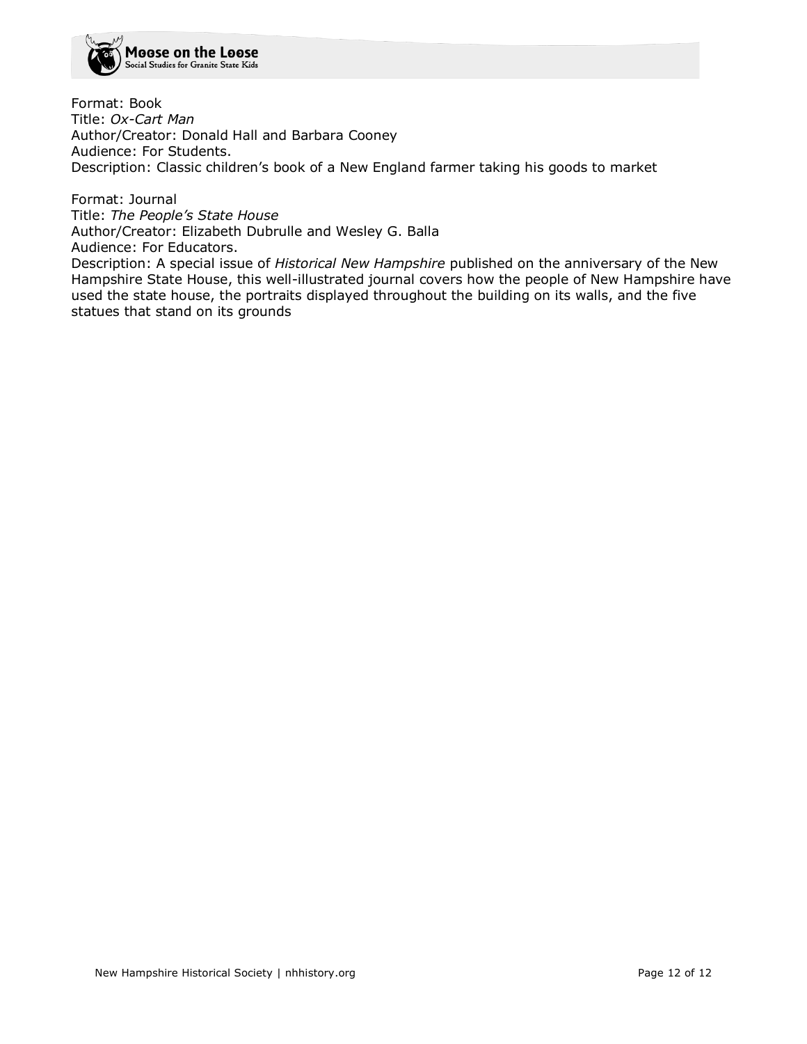Format: Book
Title: *Ox-Cart Man*
Author/Creator: Donald Hall and Barbara Cooney
Audience: For Students.
Description: Classic children's book of a New England farmer taking his goods to market

Format: Journal
Title: *The People's State House*
Author/Creator: Elizabeth Dubrulle and Wesley G. Balla
Audience: For Educators.
Description: A special issue of *Historical New Hampshire* published on the anniversary of the New Hampshire State House, this well-illustrated journal covers how the people of New Hampshire have used the state house, the portraits displayed throughout the building on its walls, and the five statues that stand on its grounds